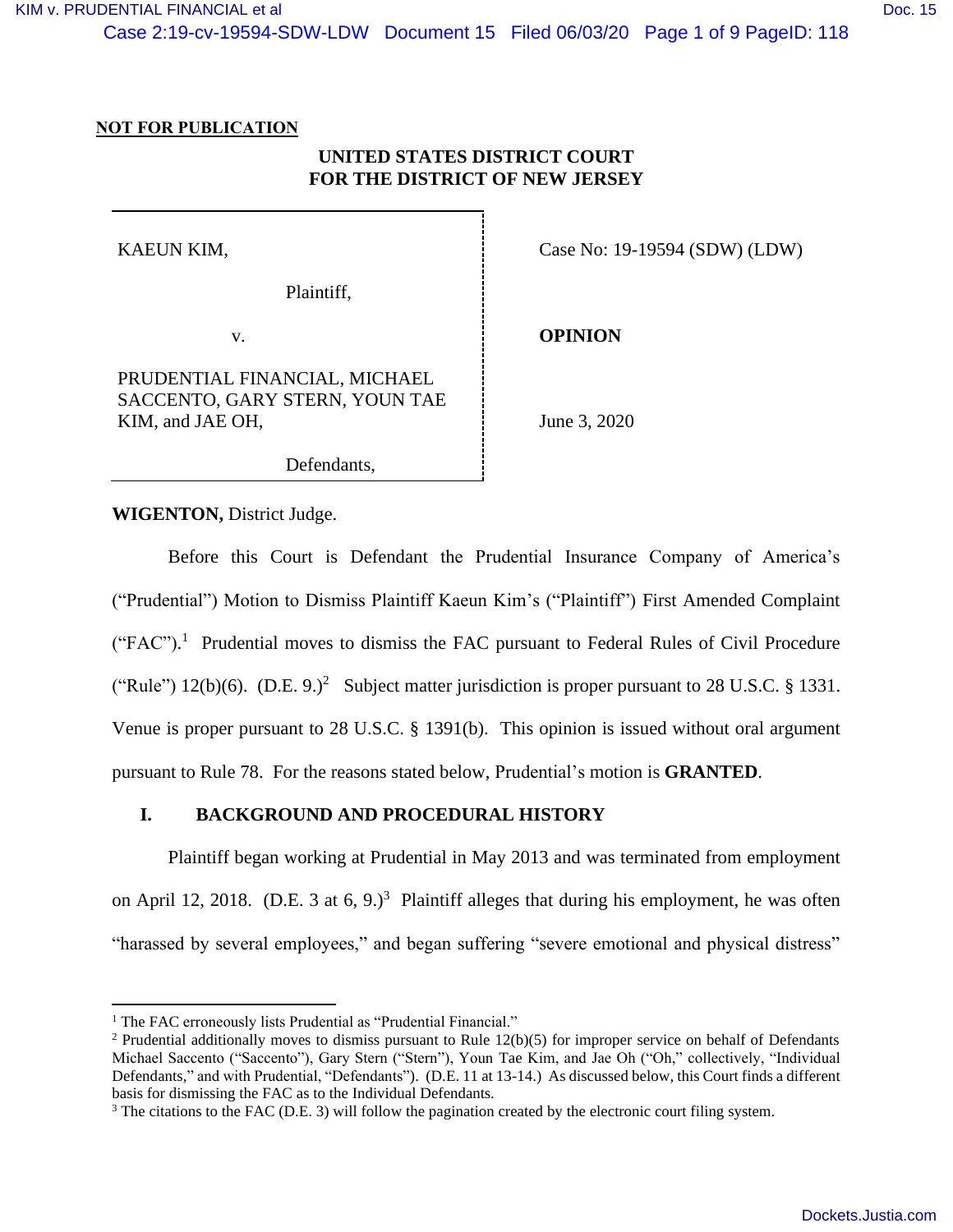**NOT FOR PUBLICATION**

**UNITED STATES DISTRICT COURT**
**FOR THE DISTRICT OF NEW JERSEY**

| | |
|---|---|
| KAEUN KIM, | Case No: 19-19594 (SDW) (LDW) |
| Plaintiff, | |
| v. | **OPINION** |
| PRUDENTIAL FINANCIAL, MICHAEL SACCENTO, GARY STERN, YOUN TAE KIM, and JAE OH, | June 3, 2020 |
| Defendants, | |

**WIGENTON,** District Judge.

Before this Court is Defendant the Prudential Insurance Company of America's ("Prudential") Motion to Dismiss Plaintiff Kaeun Kim's ("Plaintiff") First Amended Complaint ("FAC").[1] Prudential moves to dismiss the FAC pursuant to Federal Rules of Civil Procedure ("Rule") 12(b)(6). (D.E. 9.)[2] Subject matter jurisdiction is proper pursuant to 28 U.S.C. § 1331. Venue is proper pursuant to 28 U.S.C. § 1391(b). This opinion is issued without oral argument pursuant to Rule 78. For the reasons stated below, Prudential's motion is **GRANTED**.

## I. BACKGROUND AND PROCEDURAL HISTORY

Plaintiff began working at Prudential in May 2013 and was terminated from employment on April 12, 2018. (D.E. 3 at 6, 9.)[3] Plaintiff alleges that during his employment, he was often "harassed by several employees," and began suffering "severe emotional and physical distress"

---

[1] The FAC erroneously lists Prudential as "Prudential Financial."

[2] Prudential additionally moves to dismiss pursuant to Rule 12(b)(5) for improper service on behalf of Defendants Michael Saccento ("Saccento"), Gary Stern ("Stern"), Youn Tae Kim, and Jae Oh ("Oh," collectively, "Individual Defendants," and with Prudential, "Defendants"). (D.E. 11 at 13-14.) As discussed below, this Court finds a different basis for dismissing the FAC as to the Individual Defendants.

[3] The citations to the FAC (D.E. 3) will follow the pagination created by the electronic court filing system.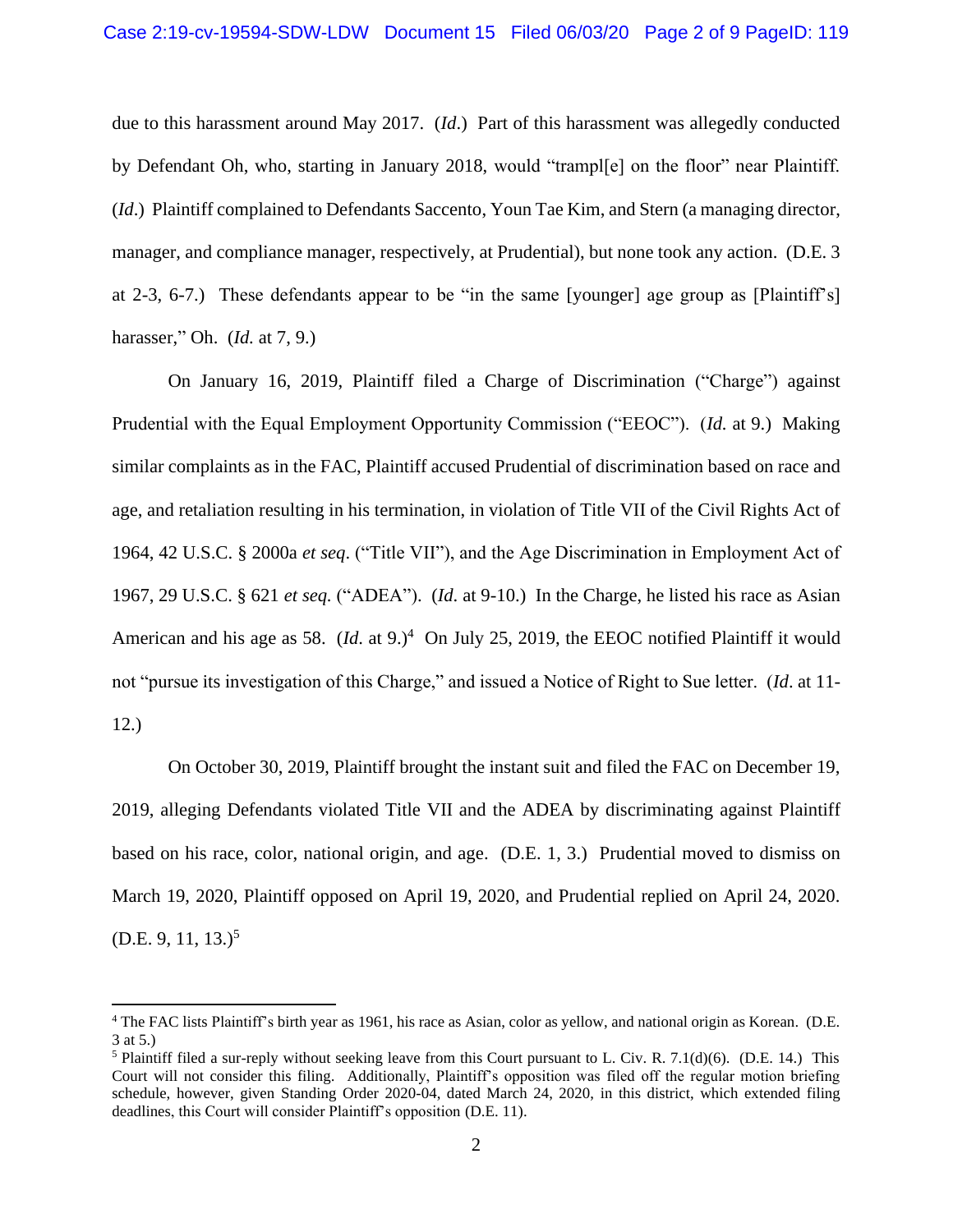due to this harassment around May 2017. (*Id*.) Part of this harassment was allegedly conducted by Defendant Oh, who, starting in January 2018, would "trampl[e] on the floor" near Plaintiff. (*Id*.) Plaintiff complained to Defendants Saccento, Youn Tae Kim, and Stern (a managing director, manager, and compliance manager, respectively, at Prudential), but none took any action. (D.E. 3 at 2-3, 6-7.) These defendants appear to be "in the same [younger] age group as [Plaintiff's] harasser," Oh. (*Id.* at 7, 9.)

On January 16, 2019, Plaintiff filed a Charge of Discrimination ("Charge") against Prudential with the Equal Employment Opportunity Commission ("EEOC"). (*Id.* at 9.) Making similar complaints as in the FAC, Plaintiff accused Prudential of discrimination based on race and age, and retaliation resulting in his termination, in violation of Title VII of the Civil Rights Act of 1964, 42 U.S.C. § 2000a *et seq*. ("Title VII"), and the Age Discrimination in Employment Act of 1967, 29 U.S.C. § 621 *et seq.* ("ADEA"). (*Id*. at 9-10.) In the Charge, he listed his race as Asian American and his age as 58. (*Id.* at 9.)[4] On July 25, 2019, the EEOC notified Plaintiff it would not "pursue its investigation of this Charge," and issued a Notice of Right to Sue letter. (*Id*. at 11-12.)

On October 30, 2019, Plaintiff brought the instant suit and filed the FAC on December 19, 2019, alleging Defendants violated Title VII and the ADEA by discriminating against Plaintiff based on his race, color, national origin, and age. (D.E. 1, 3.) Prudential moved to dismiss on March 19, 2020, Plaintiff opposed on April 19, 2020, and Prudential replied on April 24, 2020. (D.E. 9, 11, 13.)[5]

---

[4] The FAC lists Plaintiff's birth year as 1961, his race as Asian, color as yellow, and national origin as Korean. (D.E. 3 at 5.)

[5] Plaintiff filed a sur-reply without seeking leave from this Court pursuant to L. Civ. R. 7.1(d)(6). (D.E. 14.) This Court will not consider this filing. Additionally, Plaintiff's opposition was filed off the regular motion briefing schedule, however, given Standing Order 2020-04, dated March 24, 2020, in this district, which extended filing deadlines, this Court will consider Plaintiff's opposition (D.E. 11).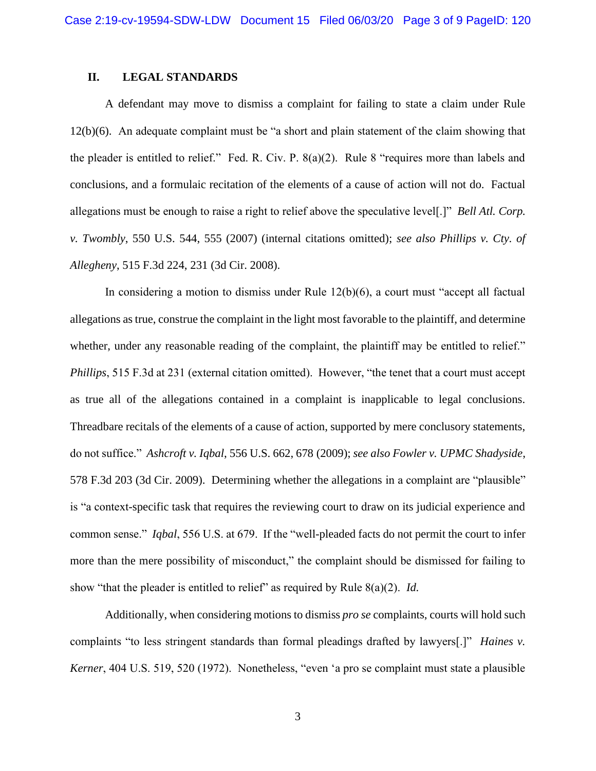## II. LEGAL STANDARDS

A defendant may move to dismiss a complaint for failing to state a claim under Rule 12(b)(6). An adequate complaint must be "a short and plain statement of the claim showing that the pleader is entitled to relief." Fed. R. Civ. P. 8(a)(2). Rule 8 "requires more than labels and conclusions, and a formulaic recitation of the elements of a cause of action will not do. Factual allegations must be enough to raise a right to relief above the speculative level[.]" *Bell Atl. Corp. v. Twombly*, 550 U.S. 544, 555 (2007) (internal citations omitted); *see also Phillips v. Cty. of Allegheny*, 515 F.3d 224, 231 (3d Cir. 2008).

In considering a motion to dismiss under Rule 12(b)(6), a court must "accept all factual allegations as true, construe the complaint in the light most favorable to the plaintiff, and determine whether, under any reasonable reading of the complaint, the plaintiff may be entitled to relief." *Phillips*, 515 F.3d at 231 (external citation omitted). However, "the tenet that a court must accept as true all of the allegations contained in a complaint is inapplicable to legal conclusions. Threadbare recitals of the elements of a cause of action, supported by mere conclusory statements, do not suffice." *Ashcroft v. Iqbal*, 556 U.S. 662, 678 (2009); *see also Fowler v. UPMC Shadyside*, 578 F.3d 203 (3d Cir. 2009). Determining whether the allegations in a complaint are "plausible" is "a context-specific task that requires the reviewing court to draw on its judicial experience and common sense." *Iqbal*, 556 U.S. at 679. If the "well-pleaded facts do not permit the court to infer more than the mere possibility of misconduct," the complaint should be dismissed for failing to show "that the pleader is entitled to relief" as required by Rule 8(a)(2). *Id.*

Additionally, when considering motions to dismiss *pro se* complaints, courts will hold such complaints "to less stringent standards than formal pleadings drafted by lawyers[.]" *Haines v. Kerner*, 404 U.S. 519, 520 (1972). Nonetheless, "even 'a pro se complaint must state a plausible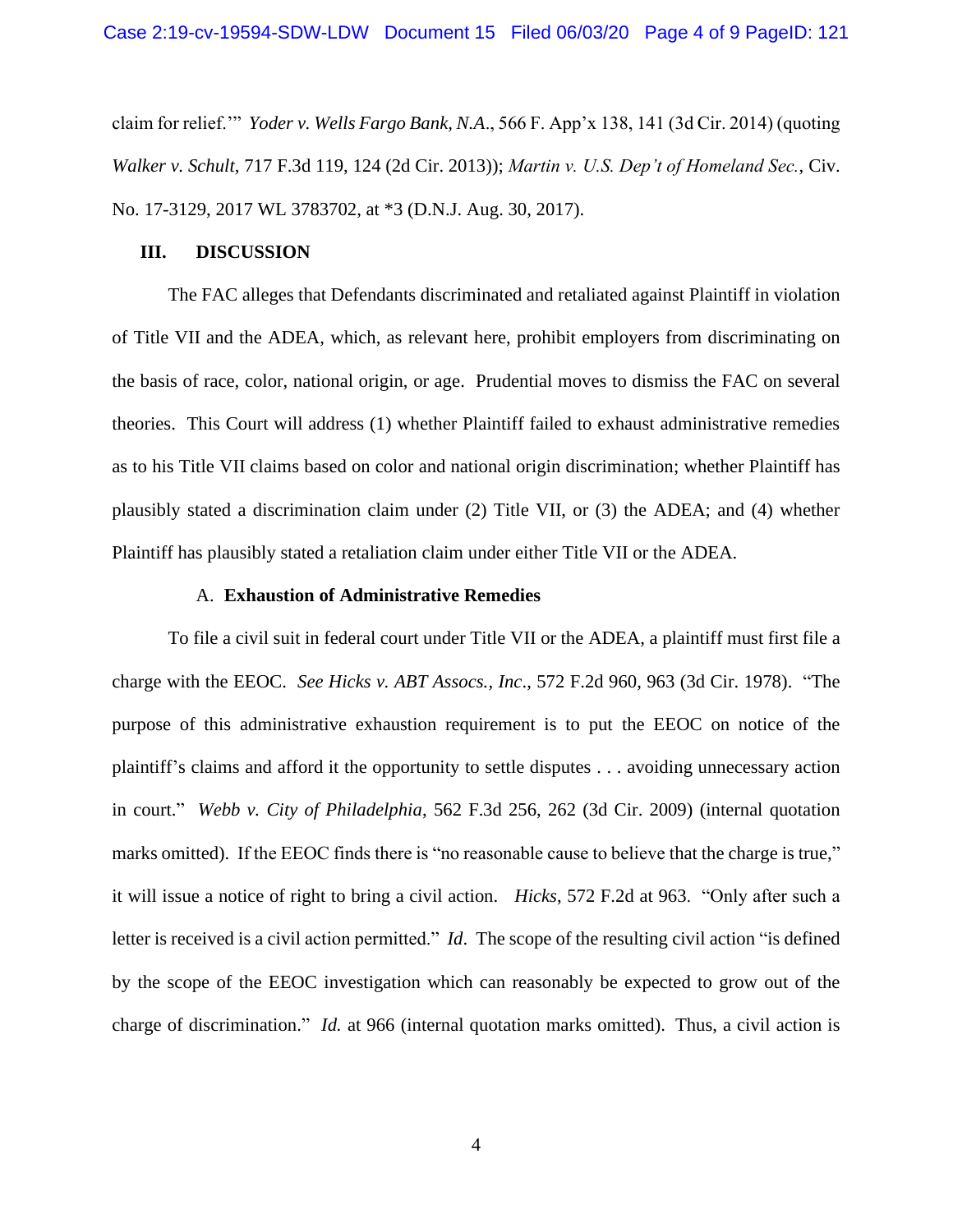claim for relief.'" *Yoder v. Wells Fargo Bank, N.A.*, 566 F. App'x 138, 141 (3d Cir. 2014) (quoting *Walker v. Schult*, 717 F.3d 119, 124 (2d Cir. 2013)); *Martin v. U.S. Dep't of Homeland Sec.*, Civ. No. 17-3129, 2017 WL 3783702, at *3 (D.N.J. Aug. 30, 2017).

## III. DISCUSSION

The FAC alleges that Defendants discriminated and retaliated against Plaintiff in violation of Title VII and the ADEA, which, as relevant here, prohibit employers from discriminating on the basis of race, color, national origin, or age. Prudential moves to dismiss the FAC on several theories. This Court will address (1) whether Plaintiff failed to exhaust administrative remedies as to his Title VII claims based on color and national origin discrimination; whether Plaintiff has plausibly stated a discrimination claim under (2) Title VII, or (3) the ADEA; and (4) whether Plaintiff has plausibly stated a retaliation claim under either Title VII or the ADEA.

### A. **Exhaustion of Administrative Remedies**

To file a civil suit in federal court under Title VII or the ADEA, a plaintiff must first file a charge with the EEOC. *See Hicks v. ABT Assocs., Inc.*, 572 F.2d 960, 963 (3d Cir. 1978). "The purpose of this administrative exhaustion requirement is to put the EEOC on notice of the plaintiff's claims and afford it the opportunity to settle disputes . . . avoiding unnecessary action in court." *Webb v. City of Philadelphia*, 562 F.3d 256, 262 (3d Cir. 2009) (internal quotation marks omitted). If the EEOC finds there is "no reasonable cause to believe that the charge is true," it will issue a notice of right to bring a civil action. *Hicks*, 572 F.2d at 963. "Only after such a letter is received is a civil action permitted." *Id*. The scope of the resulting civil action "is defined by the scope of the EEOC investigation which can reasonably be expected to grow out of the charge of discrimination." *Id.* at 966 (internal quotation marks omitted). Thus, a civil action is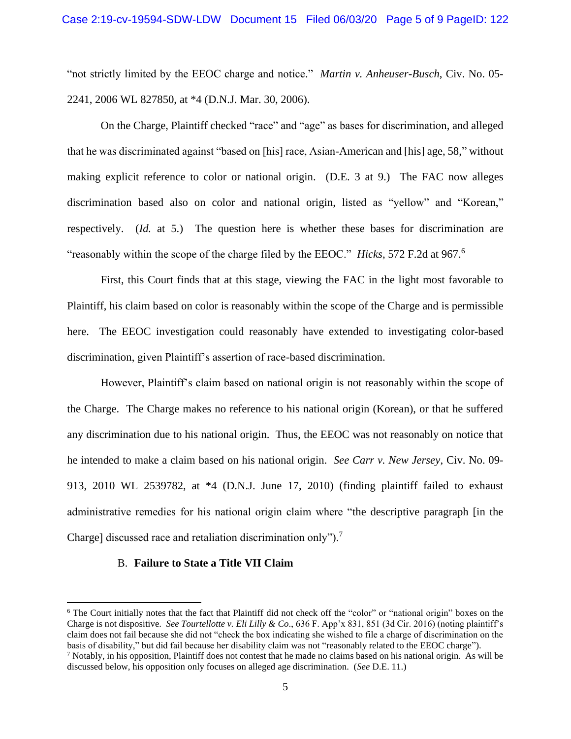"not strictly limited by the EEOC charge and notice." *Martin v. Anheuser-Busch*, Civ. No. 05-2241, 2006 WL 827850, at *4 (D.N.J. Mar. 30, 2006).

On the Charge, Plaintiff checked "race" and "age" as bases for discrimination, and alleged that he was discriminated against "based on [his] race, Asian-American and [his] age, 58," without making explicit reference to color or national origin. (D.E. 3 at 9.) The FAC now alleges discrimination based also on color and national origin, listed as "yellow" and "Korean," respectively. (*Id.* at 5.) The question here is whether these bases for discrimination are "reasonably within the scope of the charge filed by the EEOC." *Hicks*, 572 F.2d at 967.[6]

First, this Court finds that at this stage, viewing the FAC in the light most favorable to Plaintiff, his claim based on color is reasonably within the scope of the Charge and is permissible here. The EEOC investigation could reasonably have extended to investigating color-based discrimination, given Plaintiff's assertion of race-based discrimination.

However, Plaintiff's claim based on national origin is not reasonably within the scope of the Charge. The Charge makes no reference to his national origin (Korean), or that he suffered any discrimination due to his national origin. Thus, the EEOC was not reasonably on notice that he intended to make a claim based on his national origin. *See Carr v. New Jersey*, Civ. No. 09-913, 2010 WL 2539782, at *4 (D.N.J. June 17, 2010) (finding plaintiff failed to exhaust administrative remedies for his national origin claim where "the descriptive paragraph [in the Charge] discussed race and retaliation discrimination only").[7]

### B. **Failure to State a Title VII Claim**

---

[6] The Court initially notes that the fact that Plaintiff did not check off the "color" or "national origin" boxes on the Charge is not dispositive. *See Tourtellotte v. Eli Lilly & Co*., 636 F. App'x 831, 851 (3d Cir. 2016) (noting plaintiff's claim does not fail because she did not "check the box indicating she wished to file a charge of discrimination on the basis of disability," but did fail because her disability claim was not "reasonably related to the EEOC charge").

[7] Notably, in his opposition, Plaintiff does not contest that he made no claims based on his national origin. As will be discussed below, his opposition only focuses on alleged age discrimination. (*See* D.E. 11.)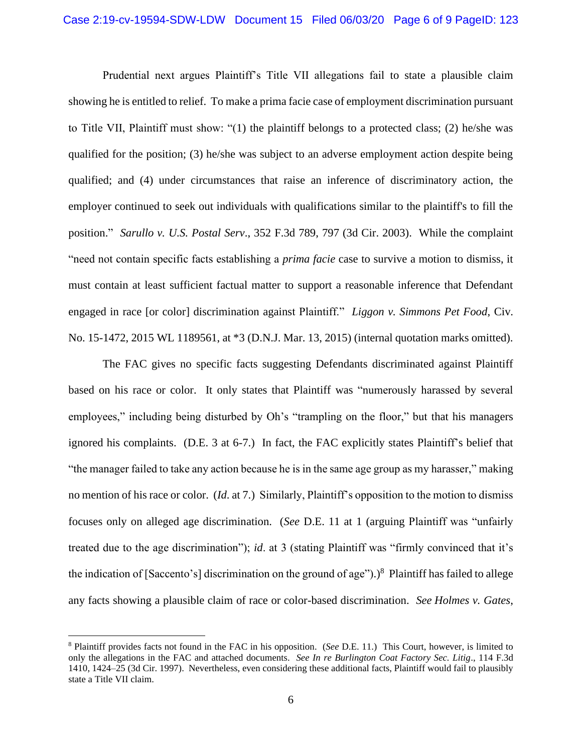Prudential next argues Plaintiff's Title VII allegations fail to state a plausible claim showing he is entitled to relief. To make a prima facie case of employment discrimination pursuant to Title VII, Plaintiff must show: "(1) the plaintiff belongs to a protected class; (2) he/she was qualified for the position; (3) he/she was subject to an adverse employment action despite being qualified; and (4) under circumstances that raise an inference of discriminatory action, the employer continued to seek out individuals with qualifications similar to the plaintiff's to fill the position." *Sarullo v. U.S. Postal Serv*., 352 F.3d 789, 797 (3d Cir. 2003). While the complaint "need not contain specific facts establishing a *prima facie* case to survive a motion to dismiss, it must contain at least sufficient factual matter to support a reasonable inference that Defendant engaged in race [or color] discrimination against Plaintiff." *Liggon v. Simmons Pet Food*, Civ. No. 15-1472, 2015 WL 1189561, at *3 (D.N.J. Mar. 13, 2015) (internal quotation marks omitted).

The FAC gives no specific facts suggesting Defendants discriminated against Plaintiff based on his race or color. It only states that Plaintiff was "numerously harassed by several employees," including being disturbed by Oh's "trampling on the floor," but that his managers ignored his complaints. (D.E. 3 at 6-7.) In fact, the FAC explicitly states Plaintiff's belief that "the manager failed to take any action because he is in the same age group as my harasser," making no mention of his race or color. (*Id*. at 7.) Similarly, Plaintiff's opposition to the motion to dismiss focuses only on alleged age discrimination. (*See* D.E. 11 at 1 (arguing Plaintiff was "unfairly treated due to the age discrimination"); *id*. at 3 (stating Plaintiff was "firmly convinced that it's the indication of [Saccento's] discrimination on the ground of age").)[8] Plaintiff has failed to allege any facts showing a plausible claim of race or color-based discrimination. *See Holmes v. Gates*,

---

[8] Plaintiff provides facts not found in the FAC in his opposition. (*See* D.E. 11.) This Court, however, is limited to only the allegations in the FAC and attached documents. *See In re Burlington Coat Factory Sec. Litig*., 114 F.3d 1410, 1424–25 (3d Cir. 1997). Nevertheless, even considering these additional facts, Plaintiff would fail to plausibly state a Title VII claim.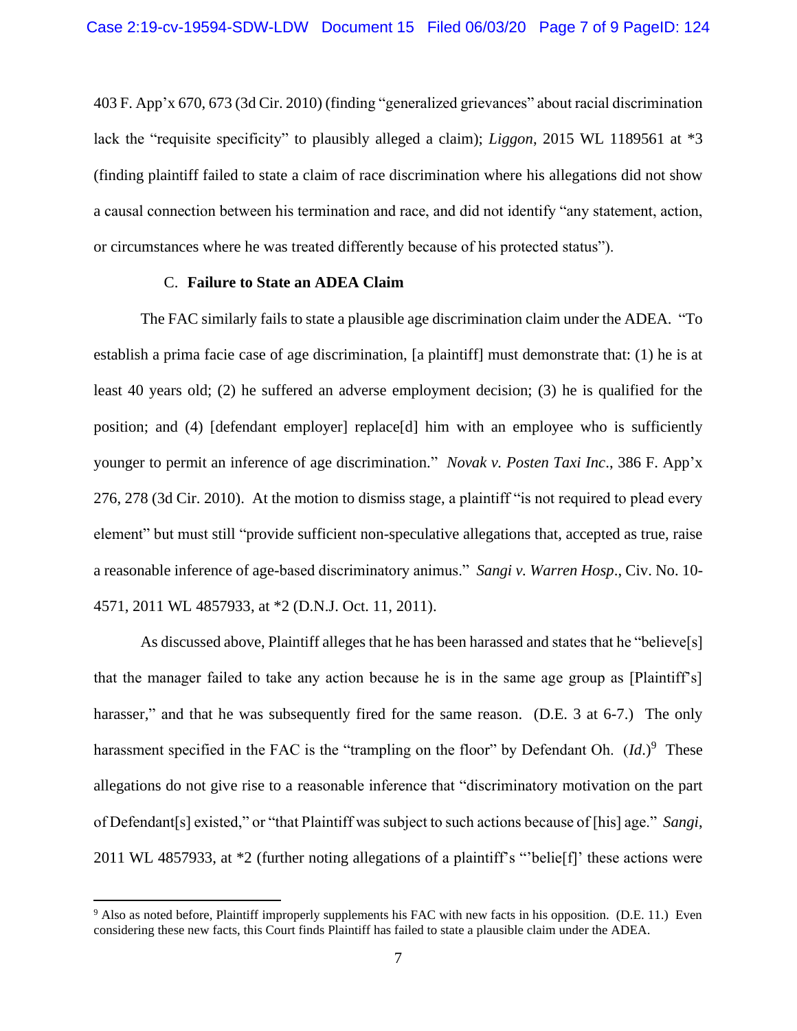403 F. App'x 670, 673 (3d Cir. 2010) (finding "generalized grievances" about racial discrimination lack the "requisite specificity" to plausibly alleged a claim); *Liggon*, 2015 WL 1189561 at *3 (finding plaintiff failed to state a claim of race discrimination where his allegations did not show a causal connection between his termination and race, and did not identify "any statement, action, or circumstances where he was treated differently because of his protected status").

C. **Failure to State an ADEA Claim**

The FAC similarly fails to state a plausible age discrimination claim under the ADEA. "To establish a prima facie case of age discrimination, [a plaintiff] must demonstrate that: (1) he is at least 40 years old; (2) he suffered an adverse employment decision; (3) he is qualified for the position; and (4) [defendant employer] replace[d] him with an employee who is sufficiently younger to permit an inference of age discrimination." *Novak v. Posten Taxi Inc*., 386 F. App'x 276, 278 (3d Cir. 2010). At the motion to dismiss stage, a plaintiff "is not required to plead every element" but must still "provide sufficient non-speculative allegations that, accepted as true, raise a reasonable inference of age-based discriminatory animus." *Sangi v. Warren Hosp*., Civ. No. 10-4571, 2011 WL 4857933, at *2 (D.N.J. Oct. 11, 2011).

As discussed above, Plaintiff alleges that he has been harassed and states that he "believe[s] that the manager failed to take any action because he is in the same age group as [Plaintiff's] harasser," and that he was subsequently fired for the same reason. (D.E. 3 at 6-7.) The only harassment specified in the FAC is the "trampling on the floor" by Defendant Oh. (*Id.*)[9] These allegations do not give rise to a reasonable inference that "discriminatory motivation on the part of Defendant[s] existed," or "that Plaintiff was subject to such actions because of [his] age." *Sangi*, 2011 WL 4857933, at *2 (further noting allegations of a plaintiff's "'belie[f]' these actions were

[9] Also as noted before, Plaintiff improperly supplements his FAC with new facts in his opposition. (D.E. 11.) Even considering these new facts, this Court finds Plaintiff has failed to state a plausible claim under the ADEA.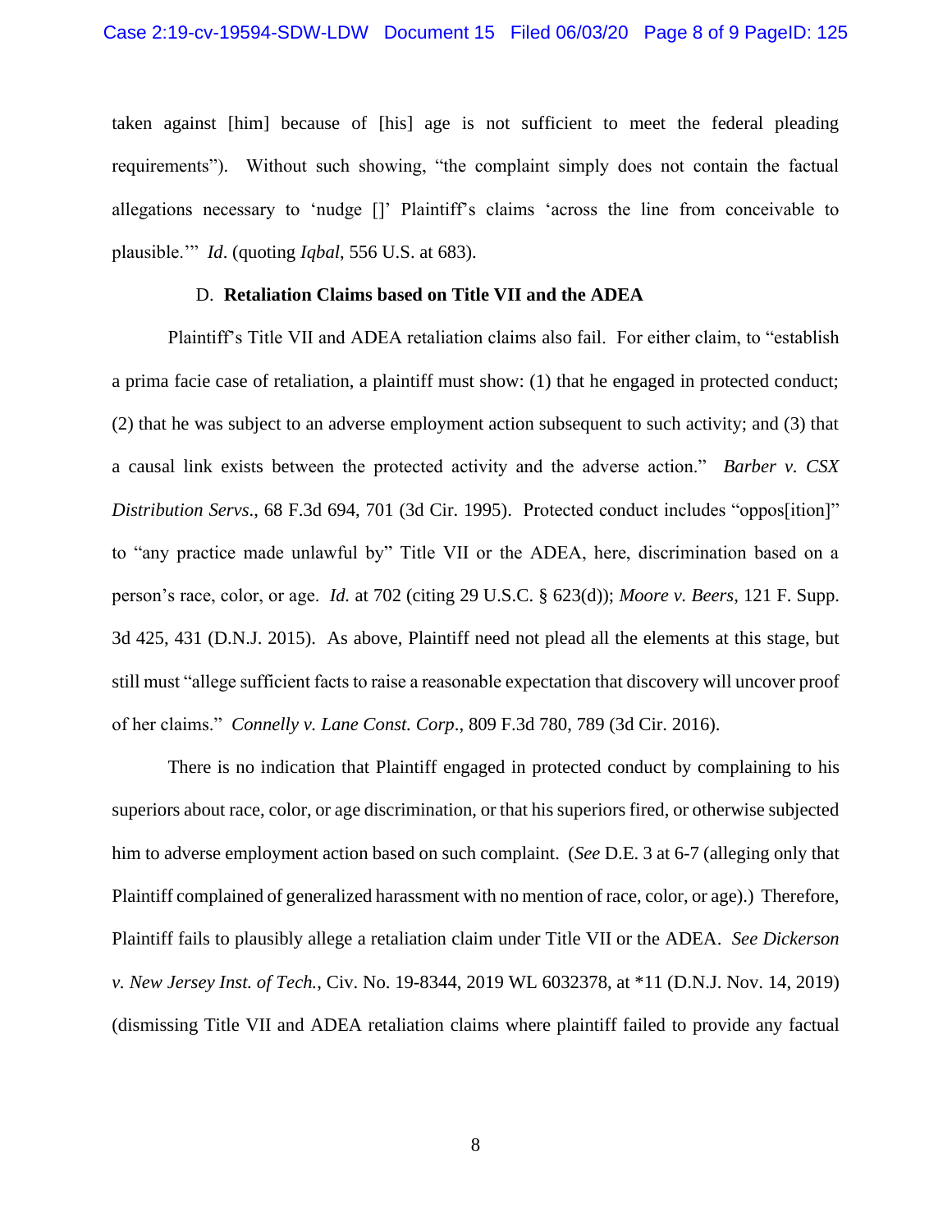taken against [him] because of [his] age is not sufficient to meet the federal pleading requirements"). Without such showing, "the complaint simply does not contain the factual allegations necessary to 'nudge []' Plaintiff's claims 'across the line from conceivable to plausible.'" *Id*. (quoting *Iqbal*, 556 U.S. at 683).

### D. **Retaliation Claims based on Title VII and the ADEA**

Plaintiff's Title VII and ADEA retaliation claims also fail. For either claim, to "establish a prima facie case of retaliation, a plaintiff must show: (1) that he engaged in protected conduct; (2) that he was subject to an adverse employment action subsequent to such activity; and (3) that a causal link exists between the protected activity and the adverse action." *Barber v. CSX Distribution Servs*., 68 F.3d 694, 701 (3d Cir. 1995). Protected conduct includes "oppos[ition]" to "any practice made unlawful by" Title VII or the ADEA, here, discrimination based on a person's race, color, or age. *Id.* at 702 (citing 29 U.S.C. § 623(d)); *Moore v. Beers*, 121 F. Supp. 3d 425, 431 (D.N.J. 2015). As above, Plaintiff need not plead all the elements at this stage, but still must "allege sufficient facts to raise a reasonable expectation that discovery will uncover proof of her claims." *Connelly v. Lane Const. Corp*., 809 F.3d 780, 789 (3d Cir. 2016).

There is no indication that Plaintiff engaged in protected conduct by complaining to his superiors about race, color, or age discrimination, or that his superiors fired, or otherwise subjected him to adverse employment action based on such complaint. (*See* D.E. 3 at 6-7 (alleging only that Plaintiff complained of generalized harassment with no mention of race, color, or age).) Therefore, Plaintiff fails to plausibly allege a retaliation claim under Title VII or the ADEA. *See Dickerson v. New Jersey Inst. of Tech.*, Civ. No. 19-8344, 2019 WL 6032378, at *11 (D.N.J. Nov. 14, 2019) (dismissing Title VII and ADEA retaliation claims where plaintiff failed to provide any factual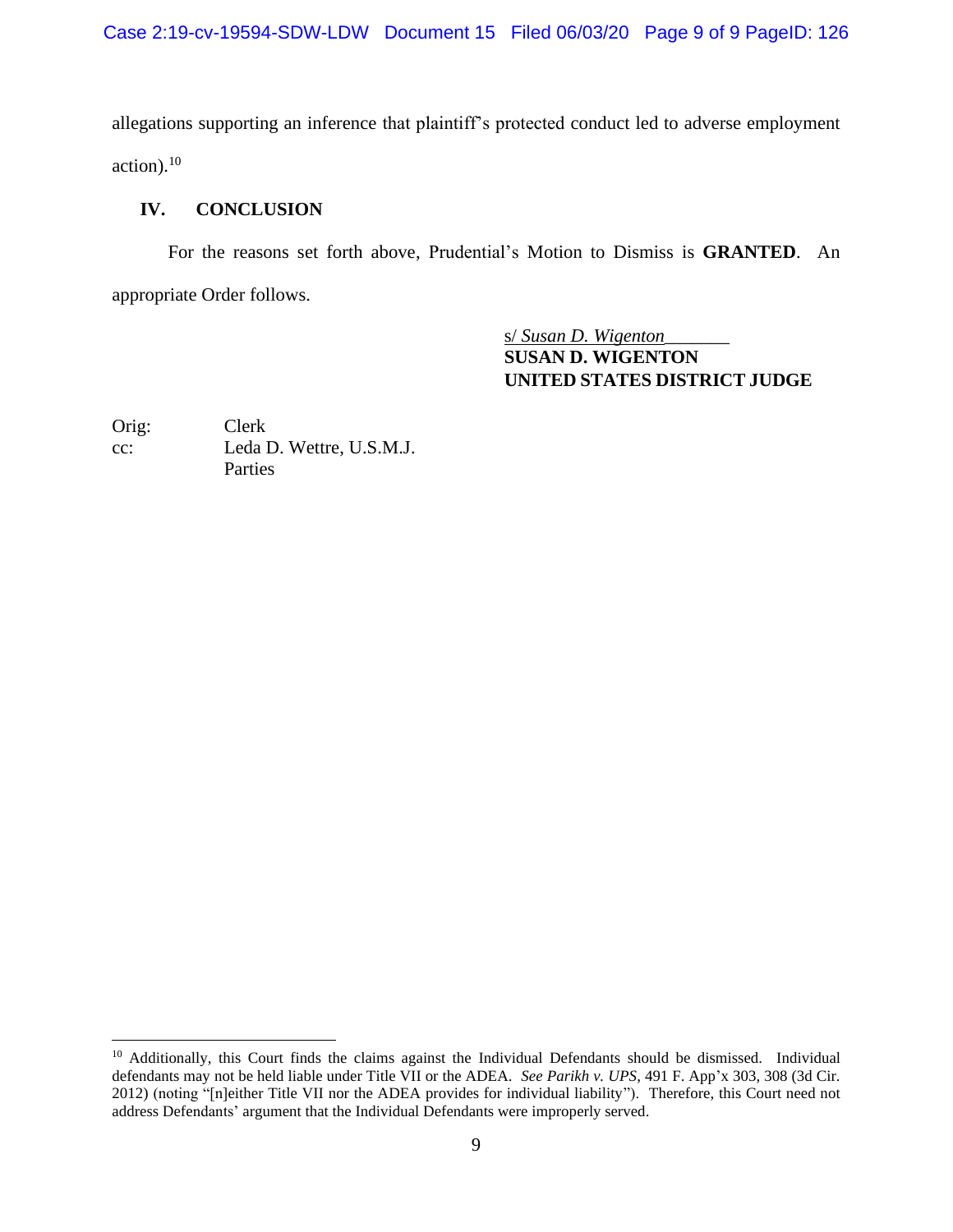allegations supporting an inference that plaintiff's protected conduct led to adverse employment action).[10]

## IV. CONCLUSION

For the reasons set forth above, Prudential's Motion to Dismiss is **GRANTED**. An appropriate Order follows.

s/ *Susan D. Wigenton*
**SUSAN D. WIGENTON**
**UNITED STATES DISTRICT JUDGE**

Orig: Clerk
cc: Leda D. Wettre, U.S.M.J.
Parties

---

[10] Additionally, this Court finds the claims against the Individual Defendants should be dismissed. Individual defendants may not be held liable under Title VII or the ADEA. *See Parikh v. UPS*, 491 F. App'x 303, 308 (3d Cir. 2012) (noting "[n]either Title VII nor the ADEA provides for individual liability"). Therefore, this Court need not address Defendants' argument that the Individual Defendants were improperly served.